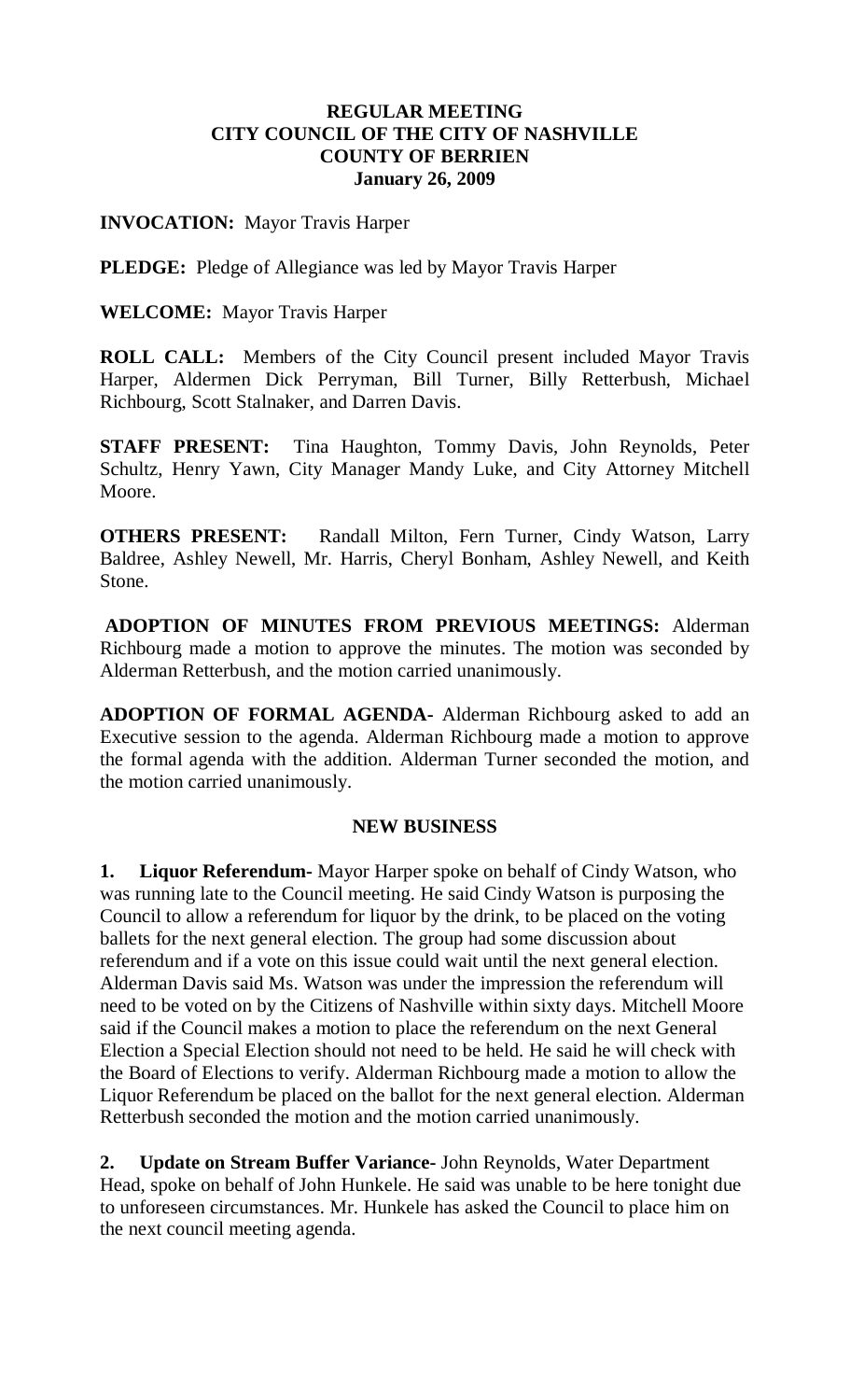**REGULAR MEETING**
**CITY COUNCIL OF THE CITY OF NASHVILLE**
**COUNTY OF BERRIEN**
**January 26, 2009**

**INVOCATION:** Mayor Travis Harper

**PLEDGE:** Pledge of Allegiance was led by Mayor Travis Harper

**WELCOME:** Mayor Travis Harper

**ROLL CALL:** Members of the City Council present included Mayor Travis Harper, Aldermen Dick Perryman, Bill Turner, Billy Retterbush, Michael Richbourg, Scott Stalnaker, and Darren Davis.

**STAFF PRESENT:** Tina Haughton, Tommy Davis, John Reynolds, Peter Schultz, Henry Yawn, City Manager Mandy Luke, and City Attorney Mitchell Moore.

**OTHERS PRESENT:** Randall Milton, Fern Turner, Cindy Watson, Larry Baldree, Ashley Newell, Mr. Harris, Cheryl Bonham, Ashley Newell, and Keith Stone.

**ADOPTION OF MINUTES FROM PREVIOUS MEETINGS:** Alderman Richbourg made a motion to approve the minutes. The motion was seconded by Alderman Retterbush, and the motion carried unanimously.

**ADOPTION OF FORMAL AGENDA-** Alderman Richbourg asked to add an Executive session to the agenda. Alderman Richbourg made a motion to approve the formal agenda with the addition. Alderman Turner seconded the motion, and the motion carried unanimously.

**NEW BUSINESS**

**1. Liquor Referendum-** Mayor Harper spoke on behalf of Cindy Watson, who was running late to the Council meeting. He said Cindy Watson is purposing the Council to allow a referendum for liquor by the drink, to be placed on the voting ballets for the next general election. The group had some discussion about referendum and if a vote on this issue could wait until the next general election. Alderman Davis said Ms. Watson was under the impression the referendum will need to be voted on by the Citizens of Nashville within sixty days. Mitchell Moore said if the Council makes a motion to place the referendum on the next General Election a Special Election should not need to be held. He said he will check with the Board of Elections to verify. Alderman Richbourg made a motion to allow the Liquor Referendum be placed on the ballot for the next general election. Alderman Retterbush seconded the motion and the motion carried unanimously.

**2. Update on Stream Buffer Variance-** John Reynolds, Water Department Head, spoke on behalf of John Hunkele. He said was unable to be here tonight due to unforeseen circumstances. Mr. Hunkele has asked the Council to place him on the next council meeting agenda.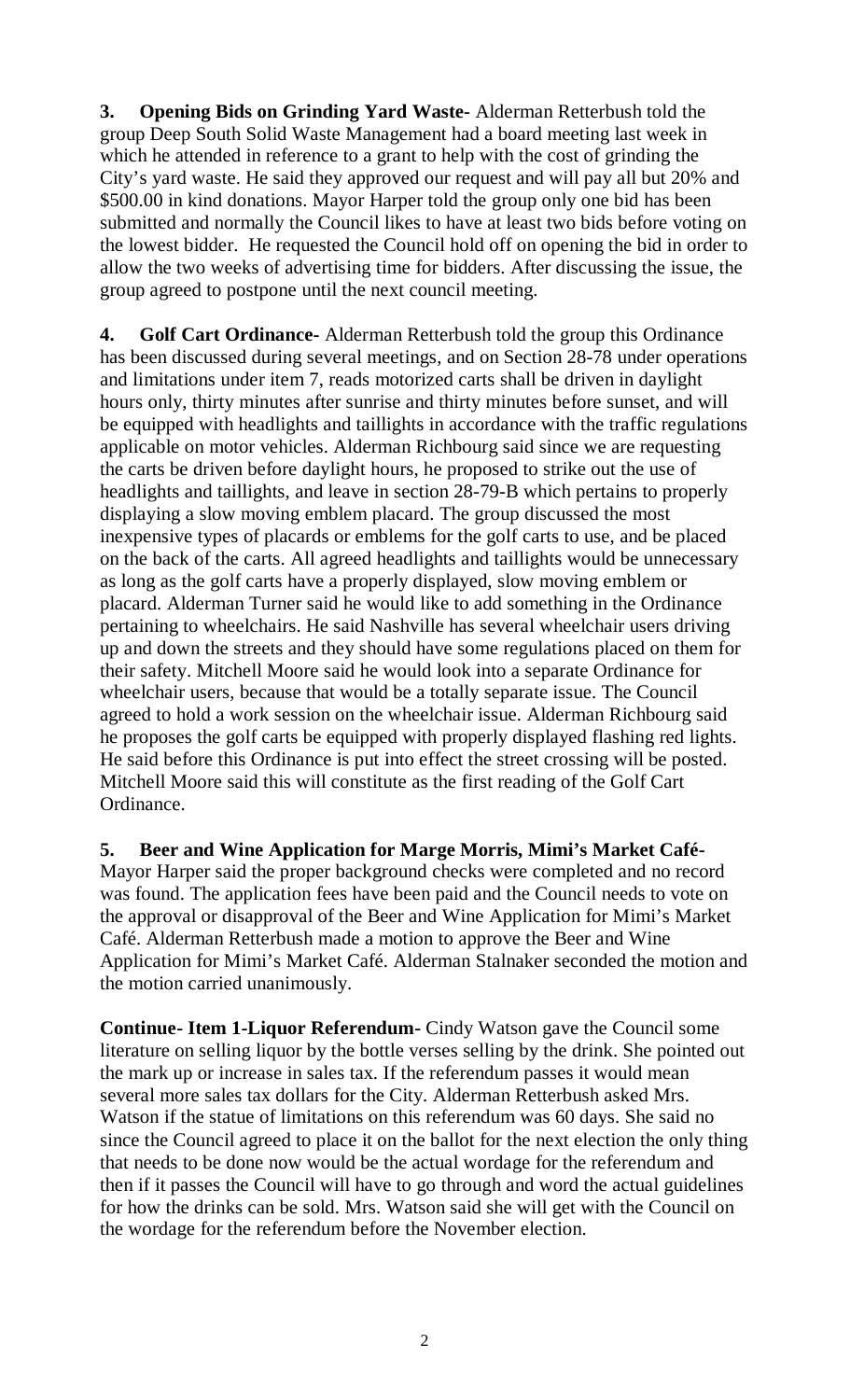**3. Opening Bids on Grinding Yard Waste-** Alderman Retterbush told the group Deep South Solid Waste Management had a board meeting last week in which he attended in reference to a grant to help with the cost of grinding the City's yard waste. He said they approved our request and will pay all but 20% and $500.00 in kind donations. Mayor Harper told the group only one bid has been submitted and normally the Council likes to have at least two bids before voting on the lowest bidder. He requested the Council hold off on opening the bid in order to allow the two weeks of advertising time for bidders. After discussing the issue, the group agreed to postpone until the next council meeting.

**4. Golf Cart Ordinance-** Alderman Retterbush told the group this Ordinance has been discussed during several meetings, and on Section 28-78 under operations and limitations under item 7, reads motorized carts shall be driven in daylight hours only, thirty minutes after sunrise and thirty minutes before sunset, and will be equipped with headlights and taillights in accordance with the traffic regulations applicable on motor vehicles. Alderman Richbourg said since we are requesting the carts be driven before daylight hours, he proposed to strike out the use of headlights and taillights, and leave in section 28-79-B which pertains to properly displaying a slow moving emblem placard. The group discussed the most inexpensive types of placards or emblems for the golf carts to use, and be placed on the back of the carts. All agreed headlights and taillights would be unnecessary as long as the golf carts have a properly displayed, slow moving emblem or placard. Alderman Turner said he would like to add something in the Ordinance pertaining to wheelchairs. He said Nashville has several wheelchair users driving up and down the streets and they should have some regulations placed on them for their safety. Mitchell Moore said he would look into a separate Ordinance for wheelchair users, because that would be a totally separate issue. The Council agreed to hold a work session on the wheelchair issue. Alderman Richbourg said he proposes the golf carts be equipped with properly displayed flashing red lights. He said before this Ordinance is put into effect the street crossing will be posted. Mitchell Moore said this will constitute as the first reading of the Golf Cart Ordinance.

**5. Beer and Wine Application for Marge Morris, Mimi's Market Café-** Mayor Harper said the proper background checks were completed and no record was found. The application fees have been paid and the Council needs to vote on the approval or disapproval of the Beer and Wine Application for Mimi's Market Café. Alderman Retterbush made a motion to approve the Beer and Wine Application for Mimi's Market Café. Alderman Stalnaker seconded the motion and the motion carried unanimously.

**Continue- Item 1-Liquor Referendum-** Cindy Watson gave the Council some literature on selling liquor by the bottle verses selling by the drink. She pointed out the mark up or increase in sales tax. If the referendum passes it would mean several more sales tax dollars for the City. Alderman Retterbush asked Mrs. Watson if the statue of limitations on this referendum was 60 days. She said no since the Council agreed to place it on the ballot for the next election the only thing that needs to be done now would be the actual wordage for the referendum and then if it passes the Council will have to go through and word the actual guidelines for how the drinks can be sold. Mrs. Watson said she will get with the Council on the wordage for the referendum before the November election.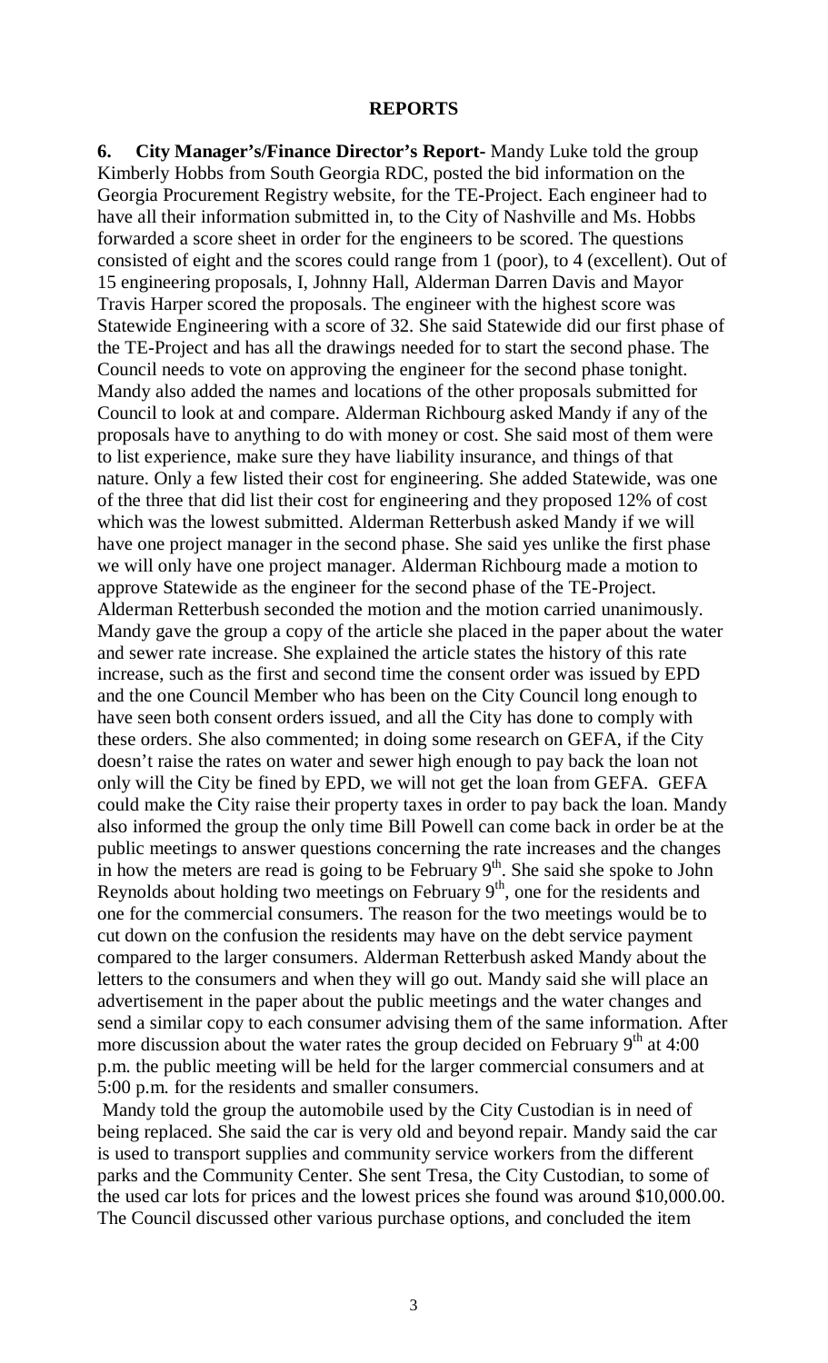**REPORTS**

**6. City Manager's/Finance Director's Report-** Mandy Luke told the group Kimberly Hobbs from South Georgia RDC, posted the bid information on the Georgia Procurement Registry website, for the TE-Project. Each engineer had to have all their information submitted in, to the City of Nashville and Ms. Hobbs forwarded a score sheet in order for the engineers to be scored. The questions consisted of eight and the scores could range from 1 (poor), to 4 (excellent). Out of 15 engineering proposals, I, Johnny Hall, Alderman Darren Davis and Mayor Travis Harper scored the proposals. The engineer with the highest score was Statewide Engineering with a score of 32. She said Statewide did our first phase of the TE-Project and has all the drawings needed for to start the second phase. The Council needs to vote on approving the engineer for the second phase tonight. Mandy also added the names and locations of the other proposals submitted for Council to look at and compare. Alderman Richbourg asked Mandy if any of the proposals have to anything to do with money or cost. She said most of them were to list experience, make sure they have liability insurance, and things of that nature. Only a few listed their cost for engineering. She added Statewide, was one of the three that did list their cost for engineering and they proposed 12% of cost which was the lowest submitted. Alderman Retterbush asked Mandy if we will have one project manager in the second phase. She said yes unlike the first phase we will only have one project manager. Alderman Richbourg made a motion to approve Statewide as the engineer for the second phase of the TE-Project. Alderman Retterbush seconded the motion and the motion carried unanimously. Mandy gave the group a copy of the article she placed in the paper about the water and sewer rate increase. She explained the article states the history of this rate increase, such as the first and second time the consent order was issued by EPD and the one Council Member who has been on the City Council long enough to have seen both consent orders issued, and all the City has done to comply with these orders. She also commented; in doing some research on GEFA, if the City doesn't raise the rates on water and sewer high enough to pay back the loan not only will the City be fined by EPD, we will not get the loan from GEFA. GEFA could make the City raise their property taxes in order to pay back the loan. Mandy also informed the group the only time Bill Powell can come back in order be at the public meetings to answer questions concerning the rate increases and the changes in how the meters are read is going to be February 9th. She said she spoke to John Reynolds about holding two meetings on February 9th, one for the residents and one for the commercial consumers. The reason for the two meetings would be to cut down on the confusion the residents may have on the debt service payment compared to the larger consumers. Alderman Retterbush asked Mandy about the letters to the consumers and when they will go out. Mandy said she will place an advertisement in the paper about the public meetings and the water changes and send a similar copy to each consumer advising them of the same information. After more discussion about the water rates the group decided on February 9th at 4:00 p.m. the public meeting will be held for the larger commercial consumers and at 5:00 p.m. for the residents and smaller consumers.

Mandy told the group the automobile used by the City Custodian is in need of being replaced. She said the car is very old and beyond repair. Mandy said the car is used to transport supplies and community service workers from the different parks and the Community Center. She sent Tresa, the City Custodian, to some of the used car lots for prices and the lowest prices she found was around $10,000.00. The Council discussed other various purchase options, and concluded the item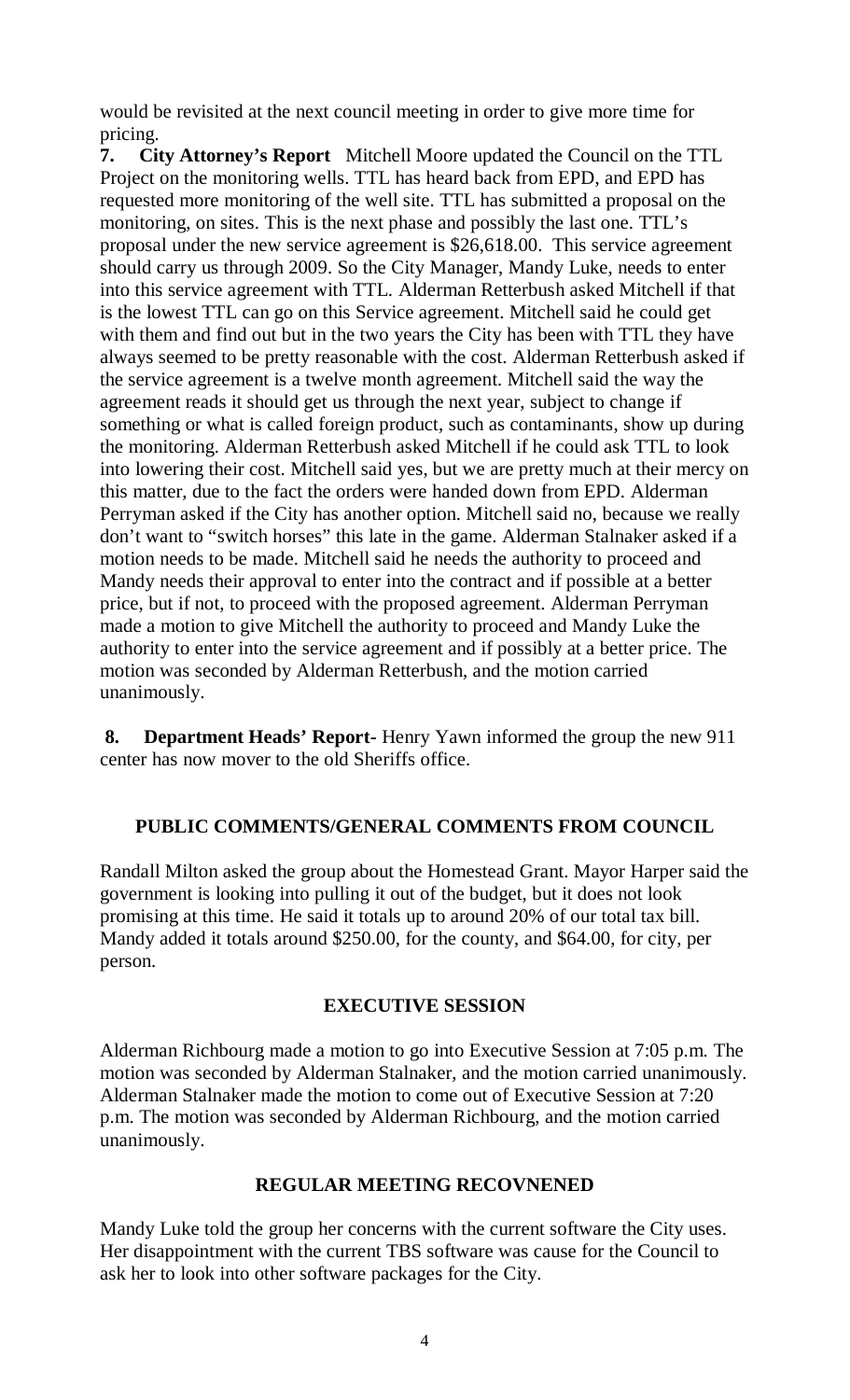would be revisited at the next council meeting in order to give more time for pricing.

**7. City Attorney's Report** Mitchell Moore updated the Council on the TTL Project on the monitoring wells. TTL has heard back from EPD, and EPD has requested more monitoring of the well site. TTL has submitted a proposal on the monitoring, on sites. This is the next phase and possibly the last one. TTL's proposal under the new service agreement is $26,618.00. This service agreement should carry us through 2009. So the City Manager, Mandy Luke, needs to enter into this service agreement with TTL. Alderman Retterbush asked Mitchell if that is the lowest TTL can go on this Service agreement. Mitchell said he could get with them and find out but in the two years the City has been with TTL they have always seemed to be pretty reasonable with the cost. Alderman Retterbush asked if the service agreement is a twelve month agreement. Mitchell said the way the agreement reads it should get us through the next year, subject to change if something or what is called foreign product, such as contaminants, show up during the monitoring. Alderman Retterbush asked Mitchell if he could ask TTL to look into lowering their cost. Mitchell said yes, but we are pretty much at their mercy on this matter, due to the fact the orders were handed down from EPD. Alderman Perryman asked if the City has another option. Mitchell said no, because we really don't want to "switch horses" this late in the game. Alderman Stalnaker asked if a motion needs to be made. Mitchell said he needs the authority to proceed and Mandy needs their approval to enter into the contract and if possible at a better price, but if not, to proceed with the proposed agreement. Alderman Perryman made a motion to give Mitchell the authority to proceed and Mandy Luke the authority to enter into the service agreement and if possibly at a better price. The motion was seconded by Alderman Retterbush, and the motion carried unanimously.

**8. Department Heads' Report-** Henry Yawn informed the group the new 911 center has now mover to the old Sheriffs office.

## PUBLIC COMMENTS/GENERAL COMMENTS FROM COUNCIL

Randall Milton asked the group about the Homestead Grant. Mayor Harper said the government is looking into pulling it out of the budget, but it does not look promising at this time. He said it totals up to around 20% of our total tax bill. Mandy added it totals around $250.00, for the county, and $64.00, for city, per person.

## EXECUTIVE SESSION

Alderman Richbourg made a motion to go into Executive Session at 7:05 p.m. The motion was seconded by Alderman Stalnaker, and the motion carried unanimously. Alderman Stalnaker made the motion to come out of Executive Session at 7:20 p.m. The motion was seconded by Alderman Richbourg, and the motion carried unanimously.

## REGULAR MEETING RECOVNENED

Mandy Luke told the group her concerns with the current software the City uses. Her disappointment with the current TBS software was cause for the Council to ask her to look into other software packages for the City.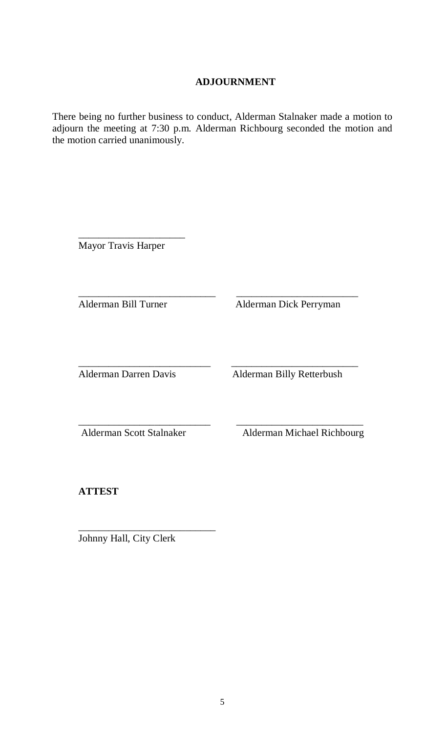## ADJOURNMENT

There being no further business to conduct, Alderman Stalnaker made a motion to adjourn the meeting at 7:30 p.m. Alderman Richbourg seconded the motion and the motion carried unanimously.

____________________
Mayor Travis Harper

| | |
|---|---|
| ___________________________ | ________________________ |
| Alderman Bill Turner | Alderman Dick Perryman |
| ___________________________ | ________________________ |
| Alderman Darren Davis | Alderman Billy Retterbush |
| ___________________________ | ________________________ |
| Alderman Scott Stalnaker | Alderman Michael Richbourg |

**ATTEST**

___________________________
Johnny Hall, City Clerk